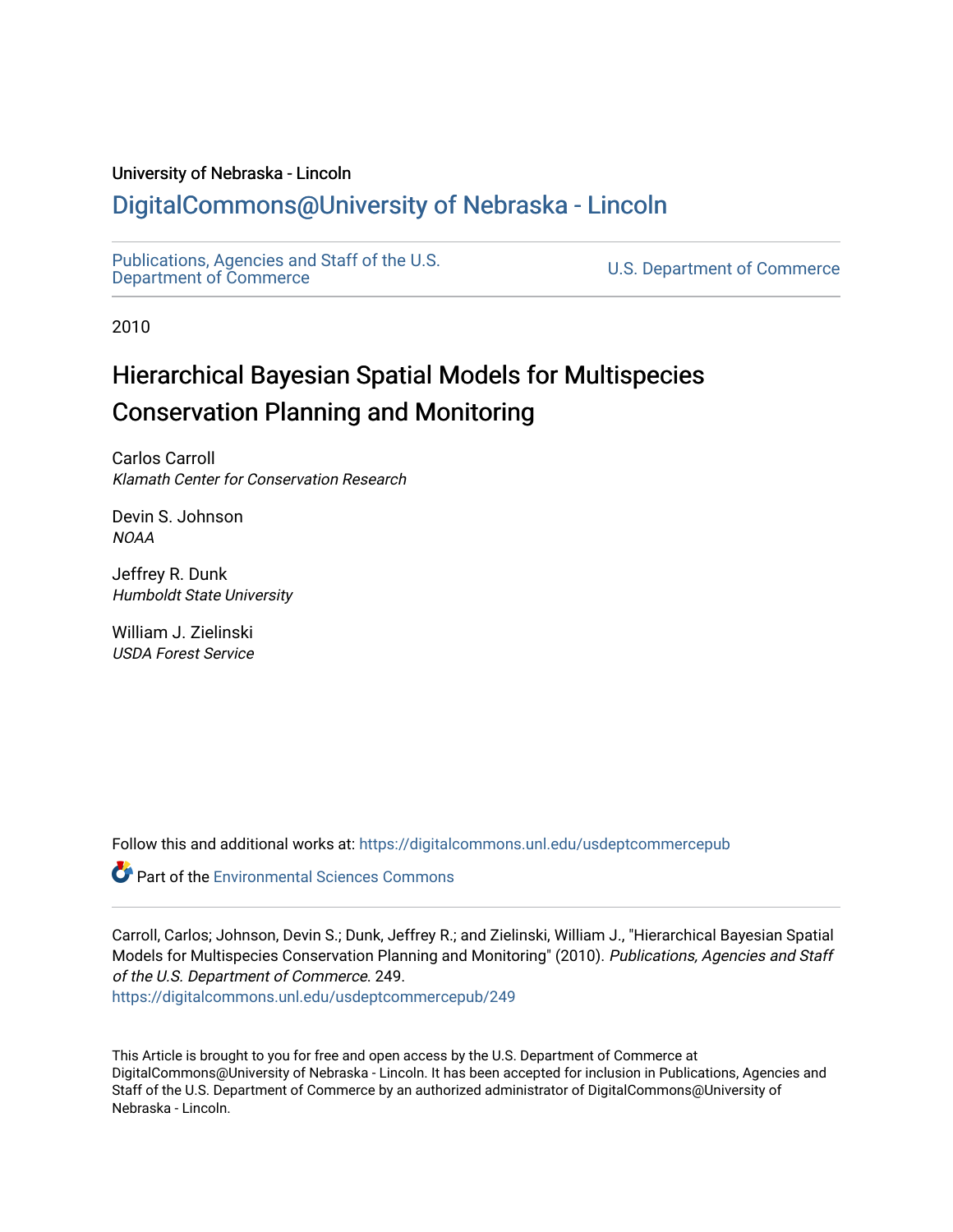University of Nebraska - Lincoln

## DigitalCommons@University of Nebraska - Lincoln

Publications, Agencies and Staff of the U.S. Department of Commerce

U.S. Department of Commerce

2010

# Hierarchical Bayesian Spatial Models for Multispecies Conservation Planning and Monitoring

Carlos Carroll
*Klamath Center for Conservation Research*

Devin S. Johnson
*NOAA*

Jeffrey R. Dunk
*Humboldt State University*

William J. Zielinski
*USDA Forest Service*

Follow this and additional works at: https://digitalcommons.unl.edu/usdeptcommercepub

Part of the Environmental Sciences Commons

Carroll, Carlos; Johnson, Devin S.; Dunk, Jeffrey R.; and Zielinski, William J., "Hierarchical Bayesian Spatial Models for Multispecies Conservation Planning and Monitoring" (2010). *Publications, Agencies and Staff of the U.S. Department of Commerce*. 249.
https://digitalcommons.unl.edu/usdeptcommercepub/249

This Article is brought to you for free and open access by the U.S. Department of Commerce at DigitalCommons@University of Nebraska - Lincoln. It has been accepted for inclusion in Publications, Agencies and Staff of the U.S. Department of Commerce by an authorized administrator of DigitalCommons@University of Nebraska - Lincoln.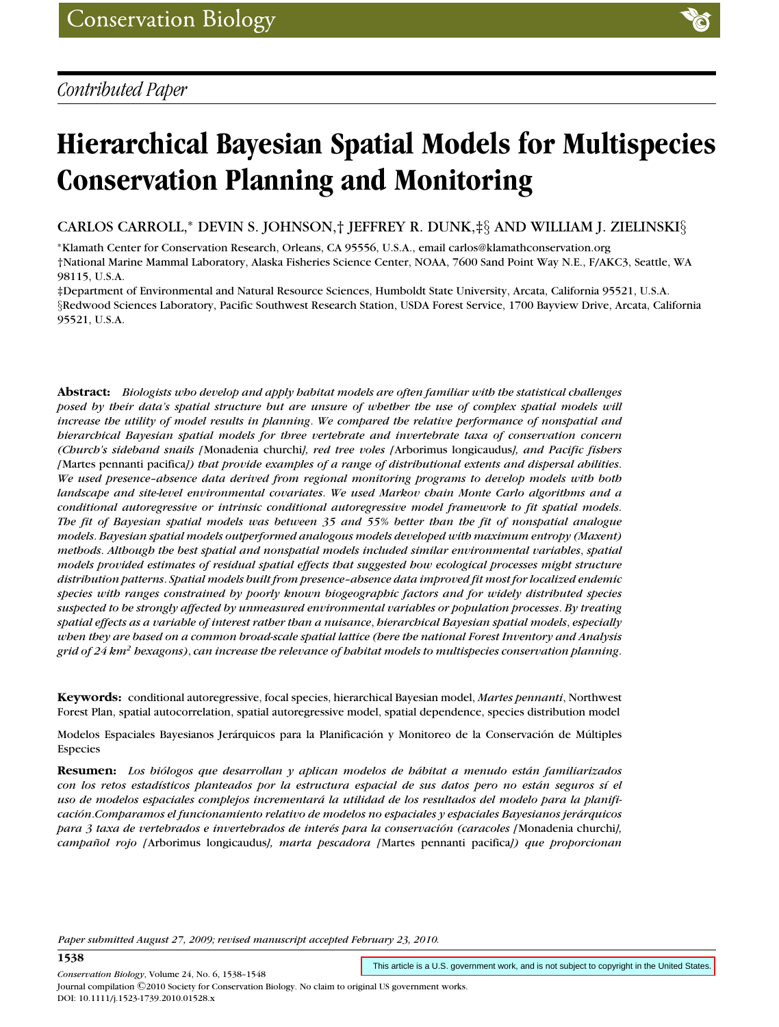Conservation Biology

*Contributed Paper*

# Hierarchical Bayesian Spatial Models for Multispecies Conservation Planning and Monitoring

CARLOS CARROLL,* DEVIN S. JOHNSON,† JEFFREY R. DUNK,‡§ AND WILLIAM J. ZIELINSKI§

*Klamath Center for Conservation Research, Orleans, CA 95556, U.S.A., email carlos@klamathconservation.org
†National Marine Mammal Laboratory, Alaska Fisheries Science Center, NOAA, 7600 Sand Point Way N.E., F/AKC3, Seattle, WA 98115, U.S.A.
‡Department of Environmental and Natural Resource Sciences, Humboldt State University, Arcata, California 95521, U.S.A.
§Redwood Sciences Laboratory, Pacific Southwest Research Station, USDA Forest Service, 1700 Bayview Drive, Arcata, California 95521, U.S.A.

**Abstract:** *Biologists who develop and apply habitat models are often familiar with the statistical challenges posed by their data's spatial structure but are unsure of whether the use of complex spatial models will increase the utility of model results in planning. We compared the relative performance of nonspatial and hierarchical Bayesian spatial models for three vertebrate and invertebrate taxa of conservation concern (Church's sideband snails [*Monadenia churchi*], red tree voles [*Arborimus longicaudus*], and Pacific fishers [*Martes pennanti pacifica*]) that provide examples of a range of distributional extents and dispersal abilities. We used presence–absence data derived from regional monitoring programs to develop models with both landscape and site-level environmental covariates. We used Markov chain Monte Carlo algorithms and a conditional autoregressive or intrinsic conditional autoregressive model framework to fit spatial models. The fit of Bayesian spatial models was between 35 and 55% better than the fit of nonspatial analogue models. Bayesian spatial models outperformed analogous models developed with maximum entropy (Maxent) methods. Although the best spatial and nonspatial models included similar environmental variables, spatial models provided estimates of residual spatial effects that suggested how ecological processes might structure distribution patterns. Spatial models built from presence–absence data improved fit most for localized endemic species with ranges constrained by poorly known biogeographic factors and for widely distributed species suspected to be strongly affected by unmeasured environmental variables or population processes. By treating spatial effects as a variable of interest rather than a nuisance, hierarchical Bayesian spatial models, especially when they are based on a common broad-scale spatial lattice (here the national Forest Inventory and Analysis grid of 24 km$^2$ hexagons), can increase the relevance of habitat models to multispecies conservation planning.*

**Keywords:** conditional autoregressive, focal species, hierarchical Bayesian model, *Martes pennanti*, Northwest Forest Plan, spatial autocorrelation, spatial autoregressive model, spatial dependence, species distribution model

Modelos Espaciales Bayesianos Jerárquicos para la Planificación y Monitoreo de la Conservación de Múltiples Especies

**Resumen:** *Los biólogos que desarrollan y aplican modelos de hábitat a menudo están familiarizados con los retos estadísticos planteados por la estructura espacial de sus datos pero no están seguros sí el uso de modelos espaciales complejos incrementará la utilidad de los resultados del modelo para la planificación.Comparamos el funcionamiento relativo de modelos no espaciales y espaciales Bayesianos jerárquicos para 3 taxa de vertebrados e invertebrados de interés para la conservación (caracoles [*Monadenia churchi*], campañol rojo [*Arborimus longicaudus*], marta pescadora [*Martes pennanti pacifica*]) que proporcionan*

*Paper submitted August 27, 2009; revised manuscript accepted February 23, 2010.*

This article is a U.S. government work, and is not subject to copyright in the United States.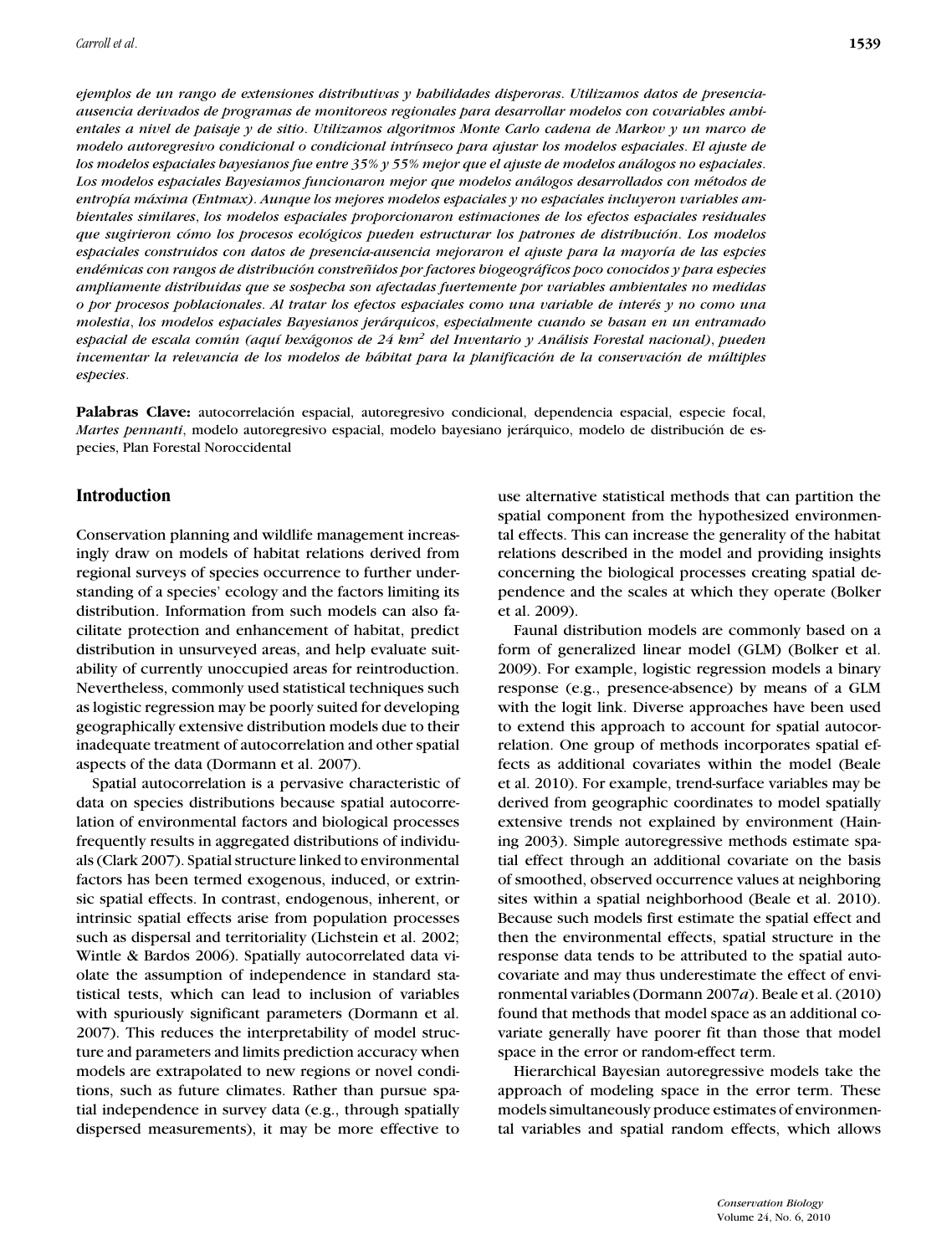*ejemplos de un rango de extensiones distributivas y habilidades disperoras. Utilizamos datos de presencia-ausencia derivados de programas de monitoreos regionales para desarrollar modelos con covariables ambientales a nivel de paisaje y de sitio. Utilizamos algoritmos Monte Carlo cadena de Markov y un marco de modelo autoregresivo condicional o condicional intrínseco para ajustar los modelos espaciales. El ajuste de los modelos espaciales bayesianos fue entre 35% y 55% mejor que el ajuste de modelos análogos no espaciales. Los modelos espaciales Bayesiamos funcionaron mejor que modelos análogos desarrollados con métodos de entropía máxima (Entmax). Aunque los mejores modelos espaciales y no espaciales incluyeron variables ambientales similares, los modelos espaciales proporcionaron estimaciones de los efectos espaciales residuales que sugirieron cómo los procesos ecológicos pueden estructurar los patrones de distribución. Los modelos espaciales construidos con datos de presencia-ausencia mejoraron el ajuste para la mayoría de las espcies endémicas con rangos de distribución constreñidos por factores biogeográficos poco conocidos y para especies ampliamente distribuidas que se sospecha son afectadas fuertemente por variables ambientales no medidas o por procesos poblacionales. Al tratar los efectos espaciales como una variable de interés y no como una molestia, los modelos espaciales Bayesianos jerárquicos, especialmente cuando se basan en un entramado espacial de escala común (aquí hexágonos de 24 km² del Inventario y Análisis Forestal nacional), pueden incementar la relevancia de los modelos de hábitat para la planificación de la conservación de múltiples especies.*

**Palabras Clave:** autocorrelación espacial, autoregresivo condicional, dependencia espacial, especie focal, *Martes pennanti*, modelo autoregresivo espacial, modelo bayesiano jerárquico, modelo de distribución de especies, Plan Forestal Noroccidental

## Introduction

Conservation planning and wildlife management increasingly draw on models of habitat relations derived from regional surveys of species occurrence to further understanding of a species' ecology and the factors limiting its distribution. Information from such models can also facilitate protection and enhancement of habitat, predict distribution in unsurveyed areas, and help evaluate suitability of currently unoccupied areas for reintroduction. Nevertheless, commonly used statistical techniques such as logistic regression may be poorly suited for developing geographically extensive distribution models due to their inadequate treatment of autocorrelation and other spatial aspects of the data (Dormann et al. 2007).

Spatial autocorrelation is a pervasive characteristic of data on species distributions because spatial autocorrelation of environmental factors and biological processes frequently results in aggregated distributions of individuals (Clark 2007). Spatial structure linked to environmental factors has been termed exogenous, induced, or extrinsic spatial effects. In contrast, endogenous, inherent, or intrinsic spatial effects arise from population processes such as dispersal and territoriality (Lichstein et al. 2002; Wintle & Bardos 2006). Spatially autocorrelated data violate the assumption of independence in standard statistical tests, which can lead to inclusion of variables with spuriously significant parameters (Dormann et al. 2007). This reduces the interpretability of model structure and parameters and limits prediction accuracy when models are extrapolated to new regions or novel conditions, such as future climates. Rather than pursue spatial independence in survey data (e.g., through spatially dispersed measurements), it may be more effective to use alternative statistical methods that can partition the spatial component from the hypothesized environmental effects. This can increase the generality of the habitat relations described in the model and providing insights concerning the biological processes creating spatial dependence and the scales at which they operate (Bolker et al. 2009).

Faunal distribution models are commonly based on a form of generalized linear model (GLM) (Bolker et al. 2009). For example, logistic regression models a binary response (e.g., presence-absence) by means of a GLM with the logit link. Diverse approaches have been used to extend this approach to account for spatial autocorrelation. One group of methods incorporates spatial effects as additional covariates within the model (Beale et al. 2010). For example, trend-surface variables may be derived from geographic coordinates to model spatially extensive trends not explained by environment (Haining 2003). Simple autoregressive methods estimate spatial effect through an additional covariate on the basis of smoothed, observed occurrence values at neighboring sites within a spatial neighborhood (Beale et al. 2010). Because such models first estimate the spatial effect and then the environmental effects, spatial structure in the response data tends to be attributed to the spatial autocovariate and may thus underestimate the effect of environmental variables (Dormann 2007*a*). Beale et al. (2010) found that methods that model space as an additional covariate generally have poorer fit than those that model space in the error or random-effect term.

Hierarchical Bayesian autoregressive models take the approach of modeling space in the error term. These models simultaneously produce estimates of environmental variables and spatial random effects, which allows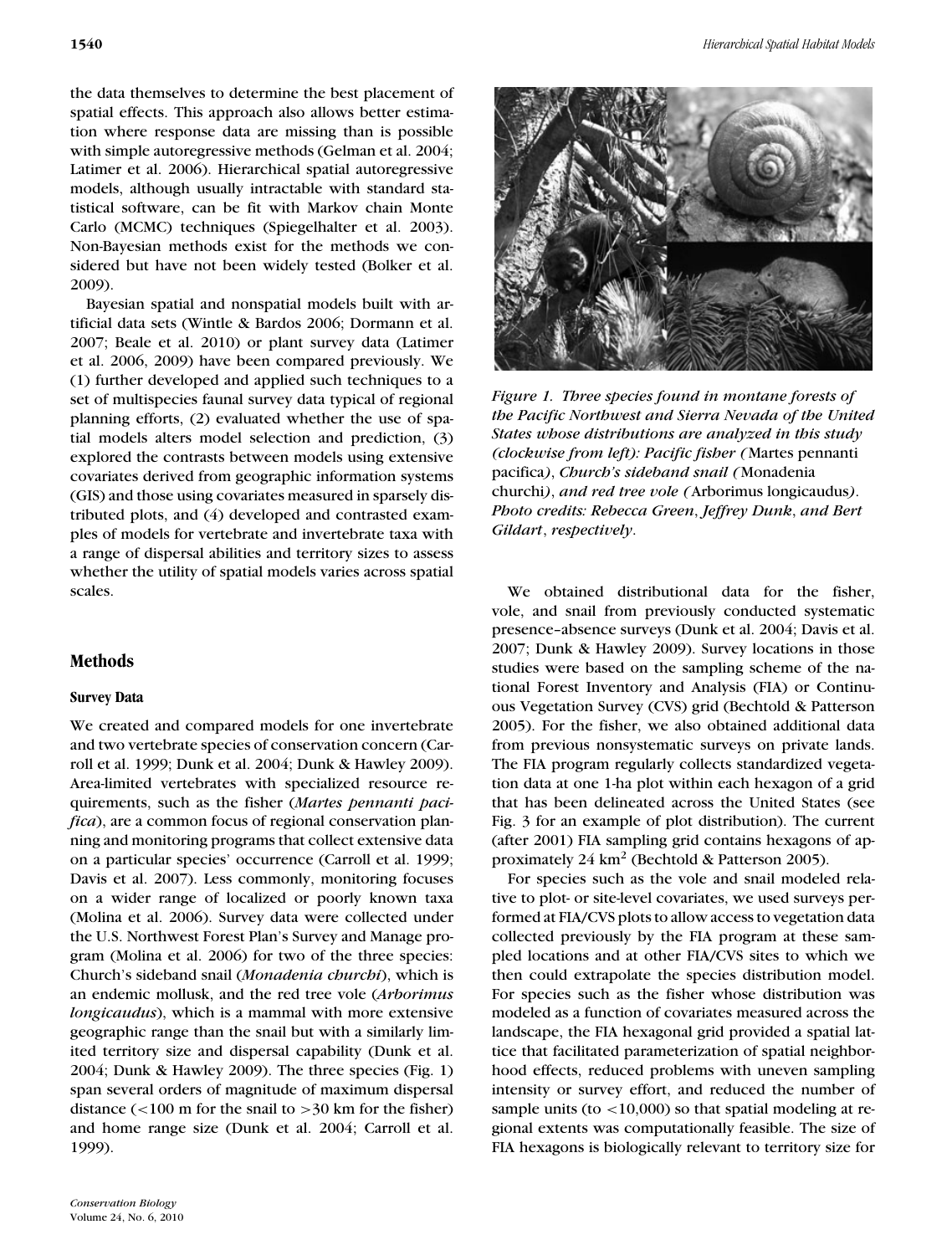the data themselves to determine the best placement of spatial effects. This approach also allows better estimation where response data are missing than is possible with simple autoregressive methods (Gelman et al. 2004; Latimer et al. 2006). Hierarchical spatial autoregressive models, although usually intractable with standard statistical software, can be fit with Markov chain Monte Carlo (MCMC) techniques (Spiegelhalter et al. 2003). Non-Bayesian methods exist for the methods we considered but have not been widely tested (Bolker et al. 2009).

Bayesian spatial and nonspatial models built with artificial data sets (Wintle & Bardos 2006; Dormann et al. 2007; Beale et al. 2010) or plant survey data (Latimer et al. 2006, 2009) have been compared previously. We (1) further developed and applied such techniques to a set of multispecies faunal survey data typical of regional planning efforts, (2) evaluated whether the use of spatial models alters model selection and prediction, (3) explored the contrasts between models using extensive covariates derived from geographic information systems (GIS) and those using covariates measured in sparsely distributed plots, and (4) developed and contrasted examples of models for vertebrate and invertebrate taxa with a range of dispersal abilities and territory sizes to assess whether the utility of spatial models varies across spatial scales.

## Methods

### Survey Data

We created and compared models for one invertebrate and two vertebrate species of conservation concern (Carroll et al. 1999; Dunk et al. 2004; Dunk & Hawley 2009). Area-limited vertebrates with specialized resource requirements, such as the fisher (*Martes pennanti pacifica*), are a common focus of regional conservation planning and monitoring programs that collect extensive data on a particular species' occurrence (Carroll et al. 1999; Davis et al. 2007). Less commonly, monitoring focuses on a wider range of localized or poorly known taxa (Molina et al. 2006). Survey data were collected under the U.S. Northwest Forest Plan's Survey and Manage program (Molina et al. 2006) for two of the three species: Church's sideband snail (*Monadenia churchi*), which is an endemic mollusk, and the red tree vole (*Arborimus longicaudus*), which is a mammal with more extensive geographic range than the snail but with a similarly limited territory size and dispersal capability (Dunk et al. 2004; Dunk & Hawley 2009). The three species (Fig. 1) span several orders of magnitude of maximum dispersal distance (<100 m for the snail to >30 km for the fisher) and home range size (Dunk et al. 2004; Carroll et al. 1999).

*Figure 1. Three species found in montane forests of the Pacific Northwest and Sierra Nevada of the United States whose distributions are analyzed in this study (clockwise from left): Pacific fisher (*Martes pennanti pacifica*), Church's sideband snail (*Monadenia churchi*), and red tree vole (*Arborimus longicaudus*). Photo credits: Rebecca Green, Jeffrey Dunk, and Bert Gildart, respectively.*

We obtained distributional data for the fisher, vole, and snail from previously conducted systematic presence–absence surveys (Dunk et al. 2004; Davis et al. 2007; Dunk & Hawley 2009). Survey locations in those studies were based on the sampling scheme of the national Forest Inventory and Analysis (FIA) or Continuous Vegetation Survey (CVS) grid (Bechtold & Patterson 2005). For the fisher, we also obtained additional data from previous nonsystematic surveys on private lands. The FIA program regularly collects standardized vegetation data at one 1-ha plot within each hexagon of a grid that has been delineated across the United States (see Fig. 3 for an example of plot distribution). The current (after 2001) FIA sampling grid contains hexagons of approximately 24 km$^2$ (Bechtold & Patterson 2005).

For species such as the vole and snail modeled relative to plot- or site-level covariates, we used surveys performed at FIA/CVS plots to allow access to vegetation data collected previously by the FIA program at these sampled locations and at other FIA/CVS sites to which we then could extrapolate the species distribution model. For species such as the fisher whose distribution was modeled as a function of covariates measured across the landscape, the FIA hexagonal grid provided a spatial lattice that facilitated parameterization of spatial neighborhood effects, reduced problems with uneven sampling intensity or survey effort, and reduced the number of sample units (to <10,000) so that spatial modeling at regional extents was computationally feasible. The size of FIA hexagons is biologically relevant to territory size for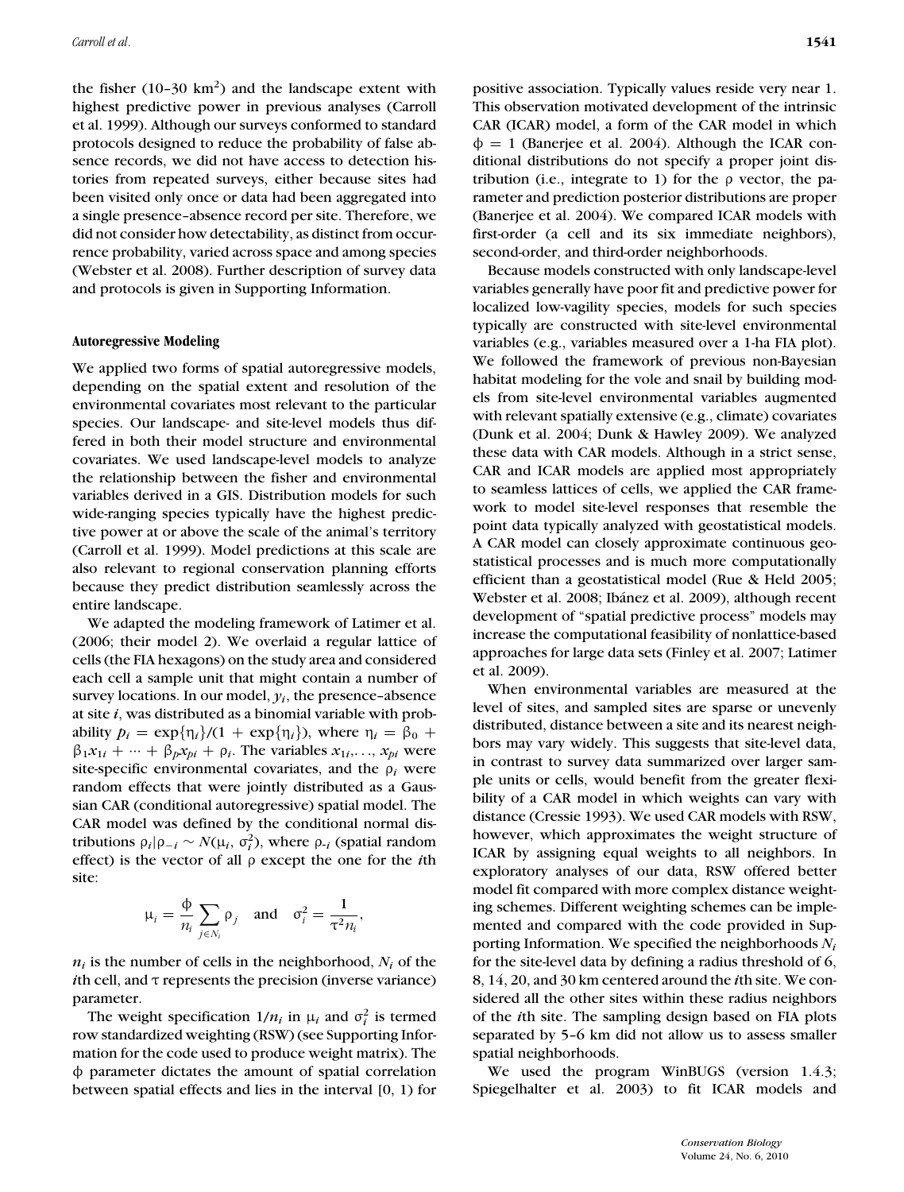the fisher (10–30 km$^2$) and the landscape extent with highest predictive power in previous analyses (Carroll et al. 1999). Although our surveys conformed to standard protocols designed to reduce the probability of false absence records, we did not have access to detection histories from repeated surveys, either because sites had been visited only once or data had been aggregated into a single presence–absence record per site. Therefore, we did not consider how detectability, as distinct from occurrence probability, varied across space and among species (Webster et al. 2008). Further description of survey data and protocols is given in Supporting Information.

### Autoregressive Modeling

We applied two forms of spatial autoregressive models, depending on the spatial extent and resolution of the environmental covariates most relevant to the particular species. Our landscape- and site-level models thus differed in both their model structure and environmental covariates. We used landscape-level models to analyze the relationship between the fisher and environmental variables derived in a GIS. Distribution models for such wide-ranging species typically have the highest predictive power at or above the scale of the animal's territory (Carroll et al. 1999). Model predictions at this scale are also relevant to regional conservation planning efforts because they predict distribution seamlessly across the entire landscape.

We adapted the modeling framework of Latimer et al. (2006; their model 2). We overlaid a regular lattice of cells (the FIA hexagons) on the study area and considered each cell a sample unit that might contain a number of survey locations. In our model, $y_i$, the presence–absence at site $i$, was distributed as a binomial variable with probability $p_i = \exp\{\eta_i\}/(1 + \exp\{\eta_i\})$, where $\eta_i = \beta_0 + \beta_1 x_{1i} + \cdots + \beta_p x_{pi} + \rho_i$. The variables $x_{1i}, \ldots, x_{pi}$ were site-specific environmental covariates, and the $\rho_i$ were random effects that were jointly distributed as a Gaussian CAR (conditional autoregressive) spatial model. The CAR model was defined by the conditional normal distributions $\rho_i | \rho_{-i} \sim N(\mu_i, \sigma_i^2)$, where $\rho_{-i}$ (spatial random effect) is the vector of all $\rho$ except the one for the $i$th site:

$$\mu_i = \frac{\phi}{n_i} \sum_{j \in N_i} \rho_j \quad \text{and} \quad \sigma_i^2 = \frac{1}{\tau^2 n_i},$$

$n_i$ is the number of cells in the neighborhood, $N_i$ of the $i$th cell, and $\tau$ represents the precision (inverse variance) parameter.

The weight specification $1/n_i$ in $\mu_i$ and $\sigma_i^2$ is termed row standardized weighting (RSW) (see Supporting Information for the code used to produce weight matrix). The $\phi$ parameter dictates the amount of spatial correlation between spatial effects and lies in the interval [0, 1) for positive association. Typically values reside very near 1. This observation motivated development of the intrinsic CAR (ICAR) model, a form of the CAR model in which $\phi = 1$ (Banerjee et al. 2004). Although the ICAR conditional distributions do not specify a proper joint distribution (i.e., integrate to 1) for the $\rho$ vector, the parameter and prediction posterior distributions are proper (Banerjee et al. 2004). We compared ICAR models with first-order (a cell and its six immediate neighbors), second-order, and third-order neighborhoods.

Because models constructed with only landscape-level variables generally have poor fit and predictive power for localized low-vagility species, models for such species typically are constructed with site-level environmental variables (e.g., variables measured over a 1-ha FIA plot). We followed the framework of previous non-Bayesian habitat modeling for the vole and snail by building models from site-level environmental variables augmented with relevant spatially extensive (e.g., climate) covariates (Dunk et al. 2004; Dunk & Hawley 2009). We analyzed these data with CAR models. Although in a strict sense, CAR and ICAR models are applied most appropriately to seamless lattices of cells, we applied the CAR framework to model site-level responses that resemble the point data typically analyzed with geostatistical models. A CAR model can closely approximate continuous geostatistical processes and is much more computationally efficient than a geostatistical model (Rue & Held 2005; Webster et al. 2008; Ibáñez et al. 2009), although recent development of "spatial predictive process" models may increase the computational feasibility of nonlattice-based approaches for large data sets (Finley et al. 2007; Latimer et al. 2009).

When environmental variables are measured at the level of sites, and sampled sites are sparse or unevenly distributed, distance between a site and its nearest neighbors may vary widely. This suggests that site-level data, in contrast to survey data summarized over larger sample units or cells, would benefit from the greater flexibility of a CAR model in which weights can vary with distance (Cressie 1993). We used CAR models with RSW, however, which approximates the weight structure of ICAR by assigning equal weights to all neighbors. In exploratory analyses of our data, RSW offered better model fit compared with more complex distance weighting schemes. Different weighting schemes can be implemented and compared with the code provided in Supporting Information. We specified the neighborhoods $N_i$ for the site-level data by defining a radius threshold of 6, 8, 14, 20, and 30 km centered around the $i$th site. We considered all the other sites within these radius neighbors of the $i$th site. The sampling design based on FIA plots separated by 5–6 km did not allow us to assess smaller spatial neighborhoods.

We used the program WinBUGS (version 1.4.3; Spiegelhalter et al. 2003) to fit ICAR models and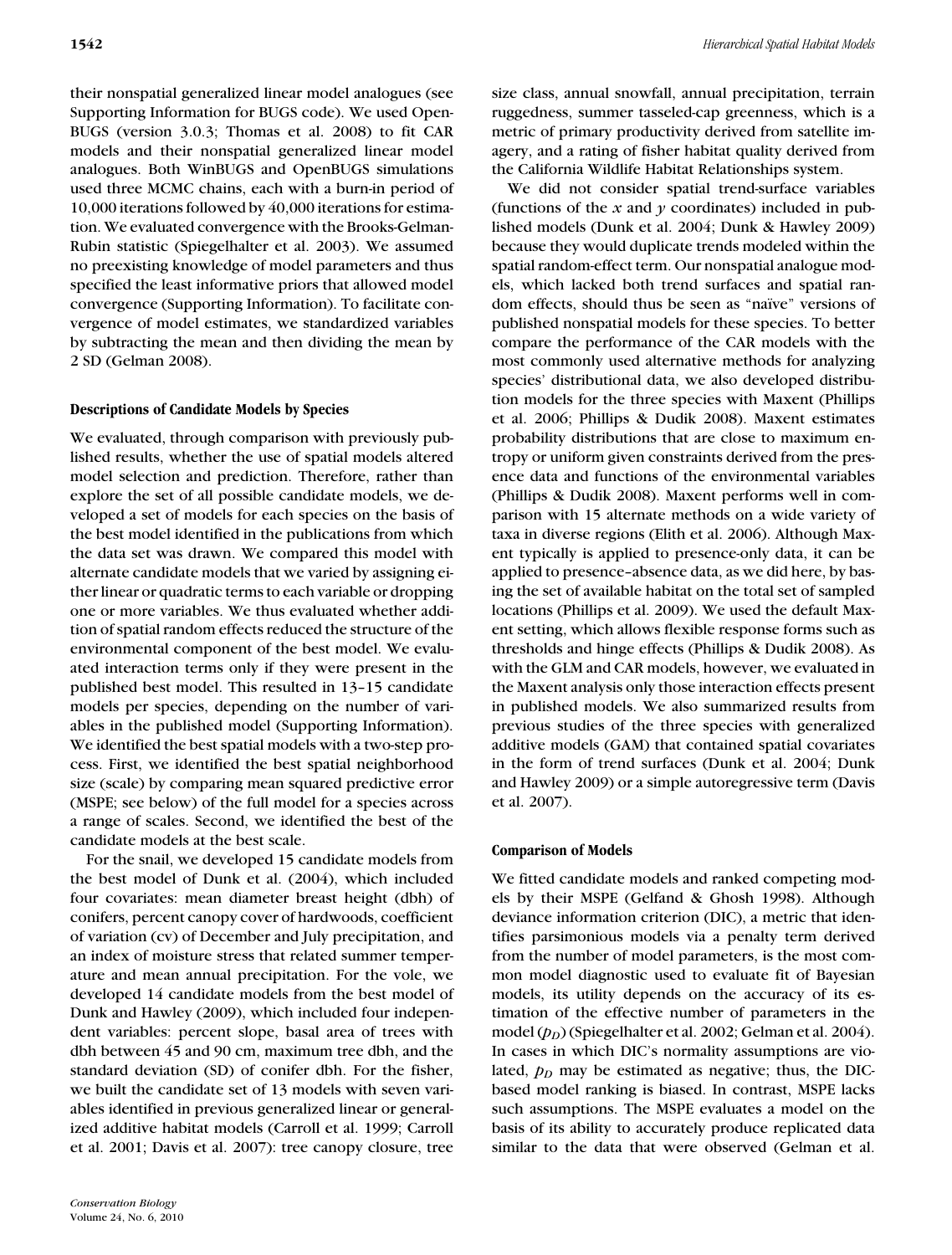their nonspatial generalized linear model analogues (see Supporting Information for BUGS code). We used Open-BUGS (version 3.0.3; Thomas et al. 2008) to fit CAR models and their nonspatial generalized linear model analogues. Both WinBUGS and OpenBUGS simulations used three MCMC chains, each with a burn-in period of 10,000 iterations followed by 40,000 iterations for estimation. We evaluated convergence with the Brooks-Gelman-Rubin statistic (Spiegelhalter et al. 2003). We assumed no preexisting knowledge of model parameters and thus specified the least informative priors that allowed model convergence (Supporting Information). To facilitate convergence of model estimates, we standardized variables by subtracting the mean and then dividing the mean by 2 SD (Gelman 2008).

### Descriptions of Candidate Models by Species

We evaluated, through comparison with previously published results, whether the use of spatial models altered model selection and prediction. Therefore, rather than explore the set of all possible candidate models, we developed a set of models for each species on the basis of the best model identified in the publications from which the data set was drawn. We compared this model with alternate candidate models that we varied by assigning either linear or quadratic terms to each variable or dropping one or more variables. We thus evaluated whether addition of spatial random effects reduced the structure of the environmental component of the best model. We evaluated interaction terms only if they were present in the published best model. This resulted in 13–15 candidate models per species, depending on the number of variables in the published model (Supporting Information). We identified the best spatial models with a two-step process. First, we identified the best spatial neighborhood size (scale) by comparing mean squared predictive error (MSPE; see below) of the full model for a species across a range of scales. Second, we identified the best of the candidate models at the best scale.

For the snail, we developed 15 candidate models from the best model of Dunk et al. (2004), which included four covariates: mean diameter breast height (dbh) of conifers, percent canopy cover of hardwoods, coefficient of variation (cv) of December and July precipitation, and an index of moisture stress that related summer temperature and mean annual precipitation. For the vole, we developed 14 candidate models from the best model of Dunk and Hawley (2009), which included four independent variables: percent slope, basal area of trees with dbh between 45 and 90 cm, maximum tree dbh, and the standard deviation (SD) of conifer dbh. For the fisher, we built the candidate set of 13 models with seven variables identified in previous generalized linear or generalized additive habitat models (Carroll et al. 1999; Carroll et al. 2001; Davis et al. 2007): tree canopy closure, tree size class, annual snowfall, annual precipitation, terrain ruggedness, summer tasseled-cap greenness, which is a metric of primary productivity derived from satellite imagery, and a rating of fisher habitat quality derived from the California Wildlife Habitat Relationships system.

We did not consider spatial trend-surface variables (functions of the $x$ and $y$ coordinates) included in published models (Dunk et al. 2004; Dunk & Hawley 2009) because they would duplicate trends modeled within the spatial random-effect term. Our nonspatial analogue models, which lacked both trend surfaces and spatial random effects, should thus be seen as "naïve" versions of published nonspatial models for these species. To better compare the performance of the CAR models with the most commonly used alternative methods for analyzing species' distributional data, we also developed distribution models for the three species with Maxent (Phillips et al. 2006; Phillips & Dudik 2008). Maxent estimates probability distributions that are close to maximum entropy or uniform given constraints derived from the presence data and functions of the environmental variables (Phillips & Dudik 2008). Maxent performs well in comparison with 15 alternate methods on a wide variety of taxa in diverse regions (Elith et al. 2006). Although Maxent typically is applied to presence-only data, it can be applied to presence–absence data, as we did here, by basing the set of available habitat on the total set of sampled locations (Phillips et al. 2009). We used the default Maxent setting, which allows flexible response forms such as thresholds and hinge effects (Phillips & Dudik 2008). As with the GLM and CAR models, however, we evaluated in the Maxent analysis only those interaction effects present in published models. We also summarized results from previous studies of the three species with generalized additive models (GAM) that contained spatial covariates in the form of trend surfaces (Dunk et al. 2004; Dunk and Hawley 2009) or a simple autoregressive term (Davis et al. 2007).

### Comparison of Models

We fitted candidate models and ranked competing models by their MSPE (Gelfand & Ghosh 1998). Although deviance information criterion (DIC), a metric that identifies parsimonious models via a penalty term derived from the number of model parameters, is the most common model diagnostic used to evaluate fit of Bayesian models, its utility depends on the accuracy of its estimation of the effective number of parameters in the model ($p_D$) (Spiegelhalter et al. 2002; Gelman et al. 2004). In cases in which DIC's normality assumptions are violated, $p_D$ may be estimated as negative; thus, the DIC-based model ranking is biased. In contrast, MSPE lacks such assumptions. The MSPE evaluates a model on the basis of its ability to accurately produce replicated data similar to the data that were observed (Gelman et al.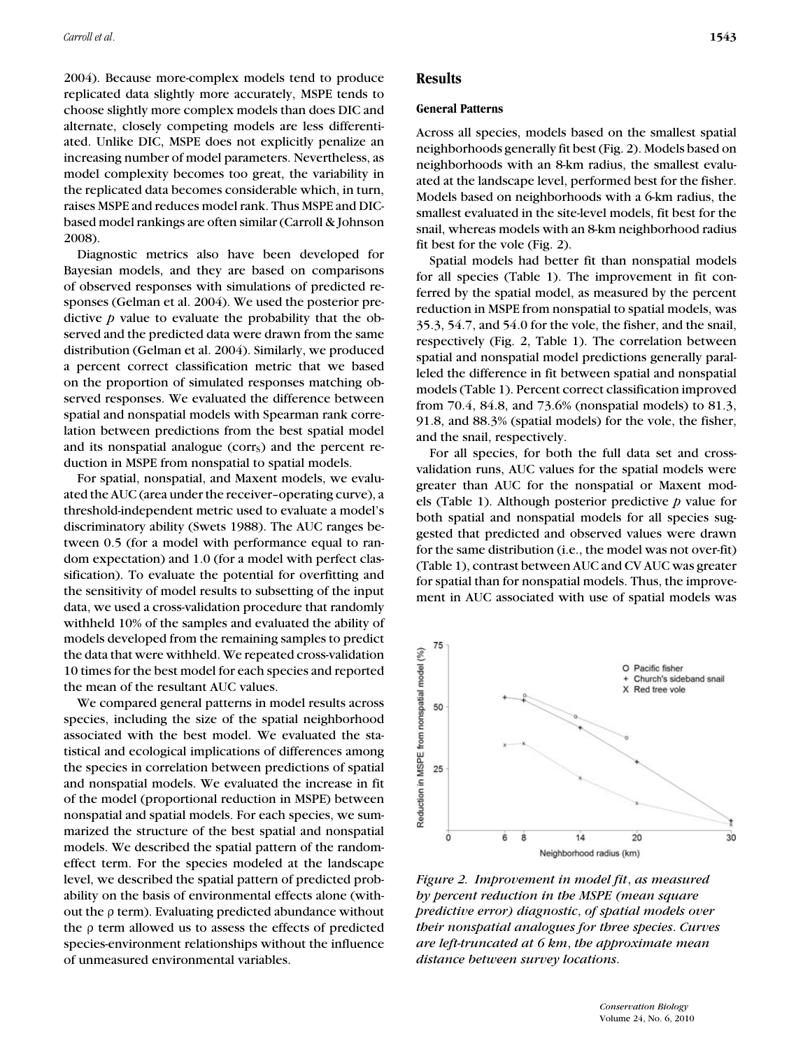2004). Because more-complex models tend to produce replicated data slightly more accurately, MSPE tends to choose slightly more complex models than does DIC and alternate, closely competing models are less differentiated. Unlike DIC, MSPE does not explicitly penalize an increasing number of model parameters. Nevertheless, as model complexity becomes too great, the variability in the replicated data becomes considerable which, in turn, raises MSPE and reduces model rank. Thus MSPE and DIC-based model rankings are often similar (Carroll & Johnson 2008).

Diagnostic metrics also have been developed for Bayesian models, and they are based on comparisons of observed responses with simulations of predicted responses (Gelman et al. 2004). We used the posterior predictive $p$ value to evaluate the probability that the observed and the predicted data were drawn from the same distribution (Gelman et al. 2004). Similarly, we produced a percent correct classification metric that we based on the proportion of simulated responses matching observed responses. We evaluated the difference between spatial and nonspatial models with Spearman rank correlation between predictions from the best spatial model and its nonspatial analogue ($corr_S$) and the percent reduction in MSPE from nonspatial to spatial models.

For spatial, nonspatial, and Maxent models, we evaluated the AUC (area under the receiver–operating curve), a threshold-independent metric used to evaluate a model's discriminatory ability (Swets 1988). The AUC ranges between 0.5 (for a model with performance equal to random expectation) and 1.0 (for a model with perfect classification). To evaluate the potential for overfitting and the sensitivity of model results to subsetting of the input data, we used a cross-validation procedure that randomly withheld 10% of the samples and evaluated the ability of models developed from the remaining samples to predict the data that were withheld. We repeated cross-validation 10 times for the best model for each species and reported the mean of the resultant AUC values.

We compared general patterns in model results across species, including the size of the spatial neighborhood associated with the best model. We evaluated the statistical and ecological implications of differences among the species in correlation between predictions of spatial and nonspatial models. We evaluated the increase in fit of the model (proportional reduction in MSPE) between nonspatial and spatial models. For each species, we summarized the structure of the best spatial and nonspatial models. We described the spatial pattern of the random-effect term. For the species modeled at the landscape level, we described the spatial pattern of predicted probability on the basis of environmental effects alone (without the $\rho$ term). Evaluating predicted abundance without the $\rho$ term allowed us to assess the effects of predicted species-environment relationships without the influence of unmeasured environmental variables.

## Results

### General Patterns

Across all species, models based on the smallest spatial neighborhoods generally fit best (Fig. 2). Models based on neighborhoods with an 8-km radius, the smallest evaluated at the landscape level, performed best for the fisher. Models based on neighborhoods with a 6-km radius, the smallest evaluated in the site-level models, fit best for the snail, whereas models with an 8-km neighborhood radius fit best for the vole (Fig. 2).

Spatial models had better fit than nonspatial models for all species (Table 1). The improvement in fit conferred by the spatial model, as measured by the percent reduction in MSPE from nonspatial to spatial models, was 35.3, 54.7, and 54.0 for the vole, the fisher, and the snail, respectively (Fig. 2, Table 1). The correlation between spatial and nonspatial model predictions generally paralleled the difference in fit between spatial and nonspatial models (Table 1). Percent correct classification improved from 70.4, 84.8, and 73.6% (nonspatial models) to 81.3, 91.8, and 88.3% (spatial models) for the vole, the fisher, and the snail, respectively.

For all species, for both the full data set and cross-validation runs, AUC values for the spatial models were greater than AUC for the nonspatial or Maxent models (Table 1). Although posterior predictive $p$ value for both spatial and nonspatial models for all species suggested that predicted and observed values were drawn for the same distribution (i.e., the model was not over-fit) (Table 1), contrast between AUC and CV AUC was greater for spatial than for nonspatial models. Thus, the improvement in AUC associated with use of spatial models was

*Figure 2. Improvement in model fit, as measured by percent reduction in the MSPE (mean square predictive error) diagnostic, of spatial models over their nonspatial analogues for three species. Curves are left-truncated at 6 km, the approximate mean distance between survey locations.*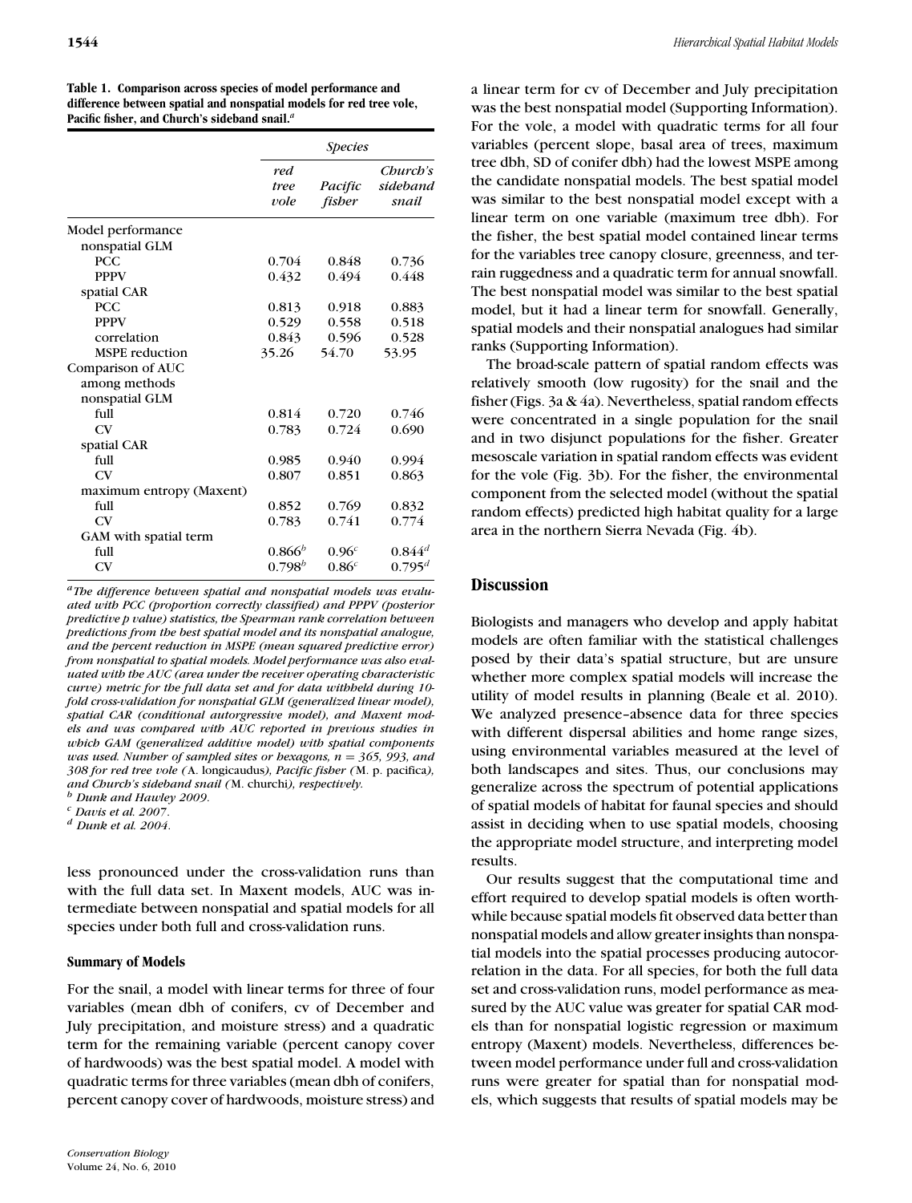**Table 1. Comparison across species of model performance and difference between spatial and nonspatial models for red tree vole, Pacific fisher, and Church's sideband snail.[a]**

| | *Species* | | |
|---|---|---|---|
| | *red tree vole* | *Pacific fisher* | *Church's sideband snail* |
| Model performance | | | |
| nonspatial GLM | | | |
| PCC | 0.704 | 0.848 | 0.736 |
| PPPV | 0.432 | 0.494 | 0.448 |
| spatial CAR | | | |
| PCC | 0.813 | 0.918 | 0.883 |
| PPPV | 0.529 | 0.558 | 0.518 |
| correlation | 0.843 | 0.596 | 0.528 |
| MSPE reduction | 35.26 | 54.70 | 53.95 |
| Comparison of AUC among methods | | | |
| nonspatial GLM | | | |
| full | 0.814 | 0.720 | 0.746 |
| CV | 0.783 | 0.724 | 0.690 |
| spatial CAR | | | |
| full | 0.985 | 0.940 | 0.994 |
| CV | 0.807 | 0.851 | 0.863 |
| maximum entropy (Maxent) | | | |
| full | 0.852 | 0.769 | 0.832 |
| CV | 0.783 | 0.741 | 0.774 |
| GAM with spatial term | | | |
| full | 0.866[b] | 0.96[c] | 0.844[d] |
| CV | 0.798[b] | 0.86[c] | 0.795[d] |

[a] *The difference between spatial and nonspatial models was evaluated with PCC (proportion correctly classified) and PPPV (posterior predictive p value) statistics, the Spearman rank correlation between predictions from the best spatial model and its nonspatial analogue, and the percent reduction in MSPE (mean squared predictive error) from nonspatial to spatial models. Model performance was also evaluated with the AUC (area under the receiver operating characteristic curve) metric for the full data set and for data withheld during 10-fold cross-validation for nonspatial GLM (generalized linear model), spatial CAR (conditional autorgressive model), and Maxent models and was compared with AUC reported in previous studies in which GAM (generalized additive model) with spatial components was used. Number of sampled sites or hexagons, n = 365, 993, and 308 for red tree vole (*A. longicaudus*), Pacific fisher (*M. p. pacifica*), and Church's sideband snail (*M. churchi*), respectively.*

[b] *Dunk and Hawley 2009.*

[c] *Davis et al. 2007.*

[d] *Dunk et al. 2004.*

less pronounced under the cross-validation runs than with the full data set. In Maxent models, AUC was intermediate between nonspatial and spatial models for all species under both full and cross-validation runs.

### Summary of Models

For the snail, a model with linear terms for three of four variables (mean dbh of conifers, cv of December and July precipitation, and moisture stress) and a quadratic term for the remaining variable (percent canopy cover of hardwoods) was the best spatial model. A model with quadratic terms for three variables (mean dbh of conifers, percent canopy cover of hardwoods, moisture stress) and a linear term for cv of December and July precipitation was the best nonspatial model (Supporting Information). For the vole, a model with quadratic terms for all four variables (percent slope, basal area of trees, maximum tree dbh, SD of conifer dbh) had the lowest MSPE among the candidate nonspatial models. The best spatial model was similar to the best nonspatial model except with a linear term on one variable (maximum tree dbh). For the fisher, the best spatial model contained linear terms for the variables tree canopy closure, greenness, and terrain ruggedness and a quadratic term for annual snowfall. The best nonspatial model was similar to the best spatial model, but it had a linear term for snowfall. Generally, spatial models and their nonspatial analogues had similar ranks (Supporting Information).

The broad-scale pattern of spatial random effects was relatively smooth (low rugosity) for the snail and the fisher (Figs. 3a & 4a). Nevertheless, spatial random effects were concentrated in a single population for the snail and in two disjunct populations for the fisher. Greater mesoscale variation in spatial random effects was evident for the vole (Fig. 3b). For the fisher, the environmental component from the selected model (without the spatial random effects) predicted high habitat quality for a large area in the northern Sierra Nevada (Fig. 4b).

## Discussion

Biologists and managers who develop and apply habitat models are often familiar with the statistical challenges posed by their data's spatial structure, but are unsure whether more complex spatial models will increase the utility of model results in planning (Beale et al. 2010). We analyzed presence–absence data for three species with different dispersal abilities and home range sizes, using environmental variables measured at the level of both landscapes and sites. Thus, our conclusions may generalize across the spectrum of potential applications of spatial models of habitat for faunal species and should assist in deciding when to use spatial models, choosing the appropriate model structure, and interpreting model results.

Our results suggest that the computational time and effort required to develop spatial models is often worthwhile because spatial models fit observed data better than nonspatial models and allow greater insights than nonspatial models into the spatial processes producing autocorrelation in the data. For all species, for both the full data set and cross-validation runs, model performance as measured by the AUC value was greater for spatial CAR models than for nonspatial logistic regression or maximum entropy (Maxent) models. Nevertheless, differences between model performance under full and cross-validation runs were greater for spatial than for nonspatial models, which suggests that results of spatial models may be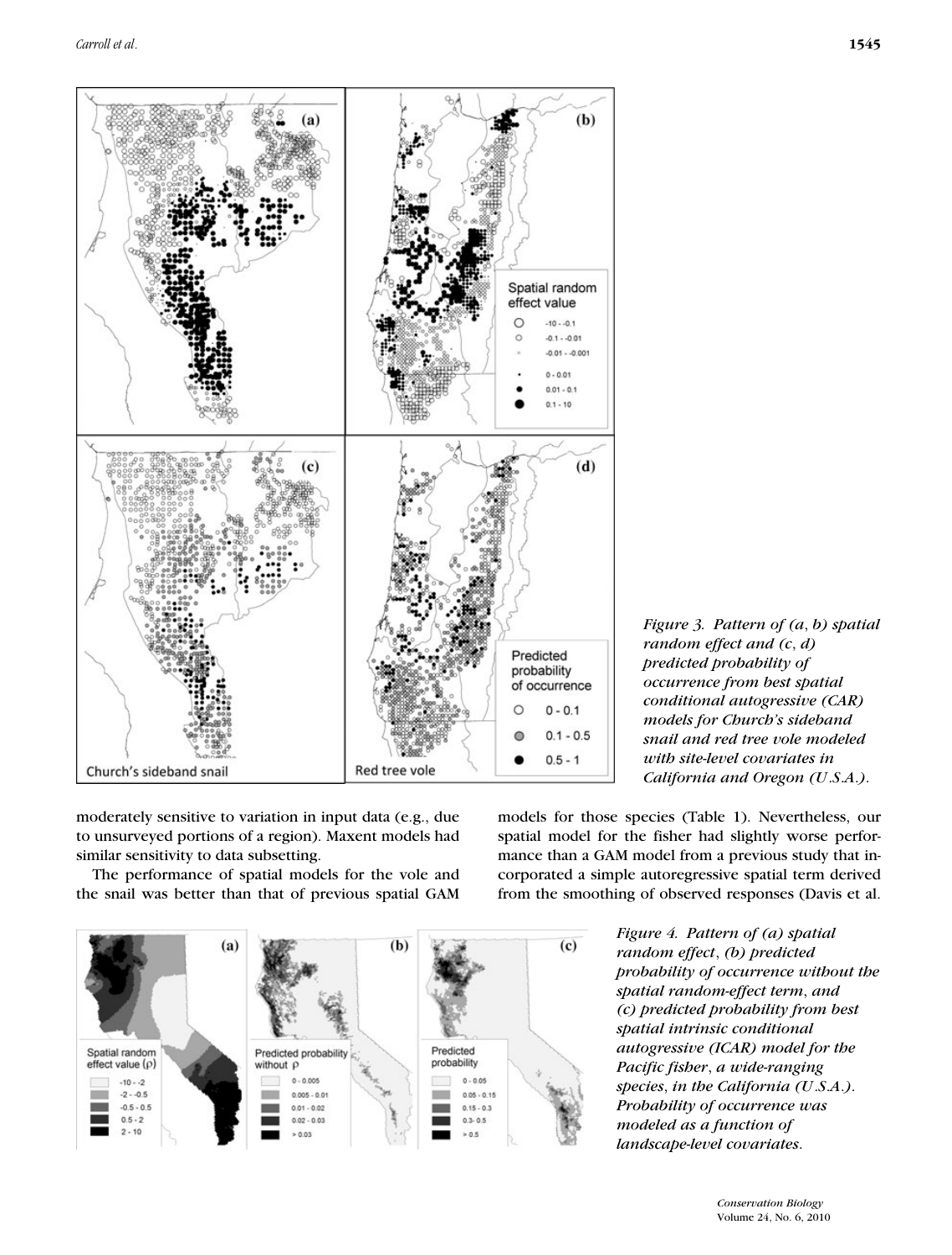*Figure 3. Pattern of (a, b) spatial random effect and (c, d) predicted probability of occurrence from best spatial conditional autogressive (CAR) models for Church's sideband snail and red tree vole modeled with site-level covariates in California and Oregon (U.S.A.).*

moderately sensitive to variation in input data (e.g., due to unsurveyed portions of a region). Maxent models had similar sensitivity to data subsetting.

The performance of spatial models for the vole and the snail was better than that of previous spatial GAM models for those species (Table 1). Nevertheless, our spatial model for the fisher had slightly worse performance than a GAM model from a previous study that incorporated a simple autoregressive spatial term derived from the smoothing of observed responses (Davis et al.

*Figure 4. Pattern of (a) spatial random effect, (b) predicted probability of occurrence without the spatial random-effect term, and (c) predicted probability from best spatial intrinsic conditional autogressive (ICAR) model for the Pacific fisher, a wide-ranging species, in the California (U.S.A.). Probability of occurrence was modeled as a function of landscape-level covariates.*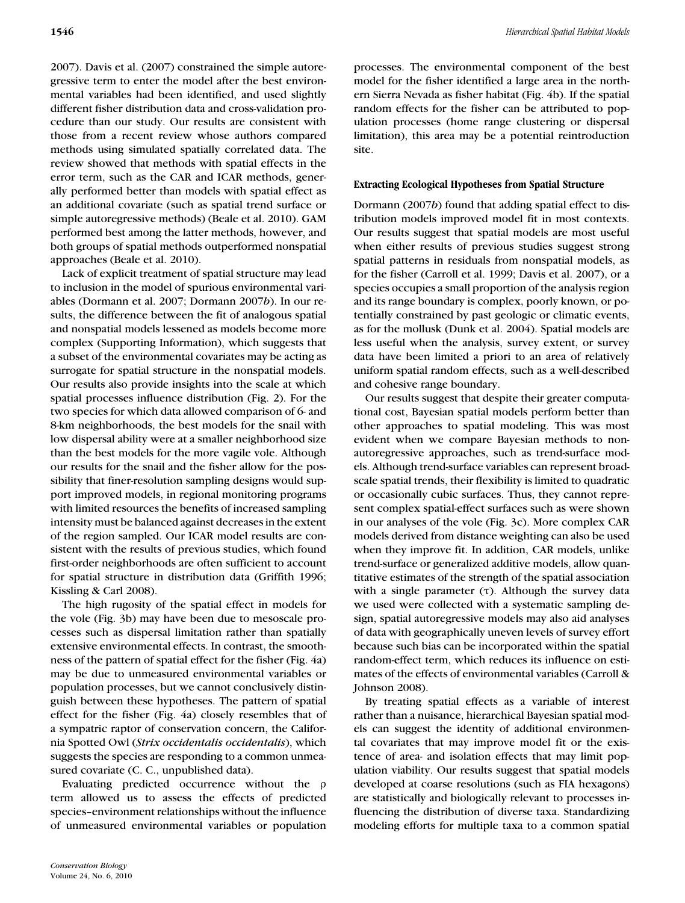2007). Davis et al. (2007) constrained the simple autoregressive term to enter the model after the best environmental variables had been identified, and used slightly different fisher distribution data and cross-validation procedure than our study. Our results are consistent with those from a recent review whose authors compared methods using simulated spatially correlated data. The review showed that methods with spatial effects in the error term, such as the CAR and ICAR methods, generally performed better than models with spatial effect as an additional covariate (such as spatial trend surface or simple autoregressive methods) (Beale et al. 2010). GAM performed best among the latter methods, however, and both groups of spatial methods outperformed nonspatial approaches (Beale et al. 2010).

Lack of explicit treatment of spatial structure may lead to inclusion in the model of spurious environmental variables (Dormann et al. 2007; Dormann 2007*b*). In our results, the difference between the fit of analogous spatial and nonspatial models lessened as models become more complex (Supporting Information), which suggests that a subset of the environmental covariates may be acting as surrogate for spatial structure in the nonspatial models. Our results also provide insights into the scale at which spatial processes influence distribution (Fig. 2). For the two species for which data allowed comparison of 6- and 8-km neighborhoods, the best models for the snail with low dispersal ability were at a smaller neighborhood size than the best models for the more vagile vole. Although our results for the snail and the fisher allow for the possibility that finer-resolution sampling designs would support improved models, in regional monitoring programs with limited resources the benefits of increased sampling intensity must be balanced against decreases in the extent of the region sampled. Our ICAR model results are consistent with the results of previous studies, which found first-order neighborhoods are often sufficient to account for spatial structure in distribution data (Griffith 1996; Kissling & Carl 2008).

The high rugosity of the spatial effect in models for the vole (Fig. 3b) may have been due to mesoscale processes such as dispersal limitation rather than spatially extensive environmental effects. In contrast, the smoothness of the pattern of spatial effect for the fisher (Fig. 4a) may be due to unmeasured environmental variables or population processes, but we cannot conclusively distinguish between these hypotheses. The pattern of spatial effect for the fisher (Fig. 4a) closely resembles that of a sympatric raptor of conservation concern, the California Spotted Owl (*Strix occidentalis occidentalis*), which suggests the species are responding to a common unmeasured covariate (C. C., unpublished data).

Evaluating predicted occurrence without the $\rho$ term allowed us to assess the effects of predicted species–environment relationships without the influence of unmeasured environmental variables or population processes. The environmental component of the best model for the fisher identified a large area in the northern Sierra Nevada as fisher habitat (Fig. 4b). If the spatial random effects for the fisher can be attributed to population processes (home range clustering or dispersal limitation), this area may be a potential reintroduction site.

### Extracting Ecological Hypotheses from Spatial Structure

Dormann (2007*b*) found that adding spatial effect to distribution models improved model fit in most contexts. Our results suggest that spatial models are most useful when either results of previous studies suggest strong spatial patterns in residuals from nonspatial models, as for the fisher (Carroll et al. 1999; Davis et al. 2007), or a species occupies a small proportion of the analysis region and its range boundary is complex, poorly known, or potentially constrained by past geologic or climatic events, as for the mollusk (Dunk et al. 2004). Spatial models are less useful when the analysis, survey extent, or survey data have been limited a priori to an area of relatively uniform spatial random effects, such as a well-described and cohesive range boundary.

Our results suggest that despite their greater computational cost, Bayesian spatial models perform better than other approaches to spatial modeling. This was most evident when we compare Bayesian methods to nonautoregressive approaches, such as trend-surface models. Although trend-surface variables can represent broad-scale spatial trends, their flexibility is limited to quadratic or occasionally cubic surfaces. Thus, they cannot represent complex spatial-effect surfaces such as were shown in our analyses of the vole (Fig. 3c). More complex CAR models derived from distance weighting can also be used when they improve fit. In addition, CAR models, unlike trend-surface or generalized additive models, allow quantitative estimates of the strength of the spatial association with a single parameter ($\tau$). Although the survey data we used were collected with a systematic sampling design, spatial autoregressive models may also aid analyses of data with geographically uneven levels of survey effort because such bias can be incorporated within the spatial random-effect term, which reduces its influence on estimates of the effects of environmental variables (Carroll & Johnson 2008).

By treating spatial effects as a variable of interest rather than a nuisance, hierarchical Bayesian spatial models can suggest the identity of additional environmental covariates that may improve model fit or the existence of area- and isolation effects that may limit population viability. Our results suggest that spatial models developed at coarse resolutions (such as FIA hexagons) are statistically and biologically relevant to processes influencing the distribution of diverse taxa. Standardizing modeling efforts for multiple taxa to a common spatial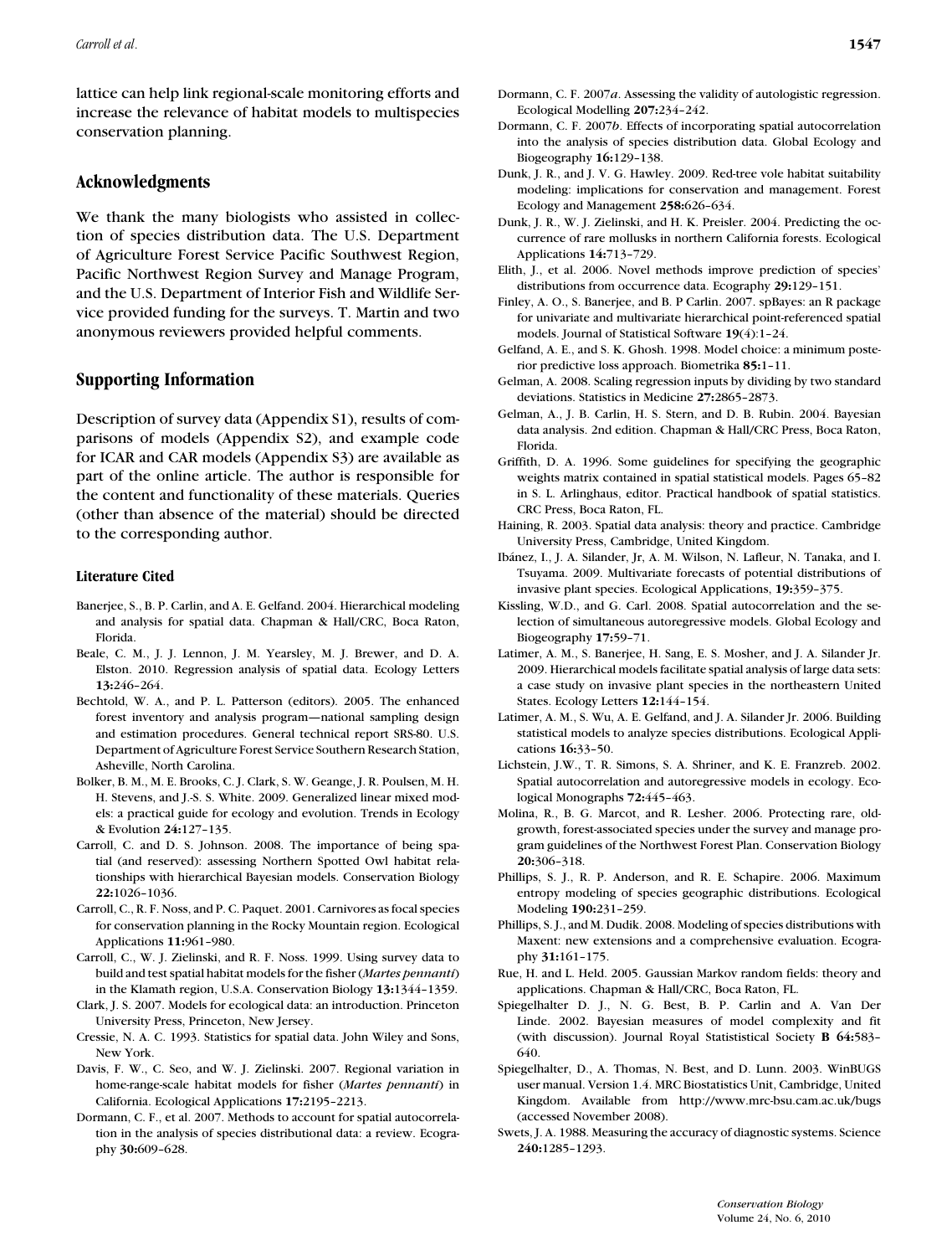lattice can help link regional-scale monitoring efforts and increase the relevance of habitat models to multispecies conservation planning.

## Acknowledgments

We thank the many biologists who assisted in collection of species distribution data. The U.S. Department of Agriculture Forest Service Pacific Southwest Region, Pacific Northwest Region Survey and Manage Program, and the U.S. Department of Interior Fish and Wildlife Service provided funding for the surveys. T. Martin and two anonymous reviewers provided helpful comments.

## Supporting Information

Description of survey data (Appendix S1), results of comparisons of models (Appendix S2), and example code for ICAR and CAR models (Appendix S3) are available as part of the online article. The author is responsible for the content and functionality of these materials. Queries (other than absence of the material) should be directed to the corresponding author.

### Literature Cited

Banerjee, S., B. P. Carlin, and A. E. Gelfand. 2004. Hierarchical modeling and analysis for spatial data. Chapman & Hall/CRC, Boca Raton, Florida.

Beale, C. M., J. J. Lennon, J. M. Yearsley, M. J. Brewer, and D. A. Elston. 2010. Regression analysis of spatial data. Ecology Letters **13:**246–264.

Bechtold, W. A., and P. L. Patterson (editors). 2005. The enhanced forest inventory and analysis program—national sampling design and estimation procedures. General technical report SRS-80. U.S. Department of Agriculture Forest Service Southern Research Station, Asheville, North Carolina.

Bolker, B. M., M. E. Brooks, C. J. Clark, S. W. Geange, J. R. Poulsen, M. H. H. Stevens, and J.-S. S. White. 2009. Generalized linear mixed models: a practical guide for ecology and evolution. Trends in Ecology & Evolution **24:**127–135.

Carroll, C. and D. S. Johnson. 2008. The importance of being spatial (and reserved): assessing Northern Spotted Owl habitat relationships with hierarchical Bayesian models. Conservation Biology **22:**1026–1036.

Carroll, C., R. F. Noss, and P. C. Paquet. 2001. Carnivores as focal species for conservation planning in the Rocky Mountain region. Ecological Applications **11:**961–980.

Carroll, C., W. J. Zielinski, and R. F. Noss. 1999. Using survey data to build and test spatial habitat models for the fisher (*Martes pennanti*) in the Klamath region, U.S.A. Conservation Biology **13:**1344–1359.

Clark, J. S. 2007. Models for ecological data: an introduction. Princeton University Press, Princeton, New Jersey.

Cressie, N. A. C. 1993. Statistics for spatial data. John Wiley and Sons, New York.

Davis, F. W., C. Seo, and W. J. Zielinski. 2007. Regional variation in home-range-scale habitat models for fisher (*Martes pennanti*) in California. Ecological Applications **17:**2195–2213.

Dormann, C. F., et al. 2007. Methods to account for spatial autocorrelation in the analysis of species distributional data: a review. Ecography **30:**609–628.

Dormann, C. F. 2007*a*. Assessing the validity of autologistic regression. Ecological Modelling **207:**234–242.

Dormann, C. F. 2007*b*. Effects of incorporating spatial autocorrelation into the analysis of species distribution data. Global Ecology and Biogeography **16:**129–138.

Dunk, J. R., and J. V. G. Hawley. 2009. Red-tree vole habitat suitability modeling: implications for conservation and management. Forest Ecology and Management **258:**626–634.

Dunk, J. R., W. J. Zielinski, and H. K. Preisler. 2004. Predicting the occurrence of rare mollusks in northern California forests. Ecological Applications **14:**713–729.

Elith, J., et al. 2006. Novel methods improve prediction of species' distributions from occurrence data. Ecography **29:**129–151.

Finley, A. O., S. Banerjee, and B. P Carlin. 2007. spBayes: an R package for univariate and multivariate hierarchical point-referenced spatial models. Journal of Statistical Software **19**(4):1–24.

Gelfand, A. E., and S. K. Ghosh. 1998. Model choice: a minimum posterior predictive loss approach. Biometrika **85:**1–11.

Gelman, A. 2008. Scaling regression inputs by dividing by two standard deviations. Statistics in Medicine **27:**2865–2873.

Gelman, A., J. B. Carlin, H. S. Stern, and D. B. Rubin. 2004. Bayesian data analysis. 2nd edition. Chapman & Hall/CRC Press, Boca Raton, Florida.

Griffith, D. A. 1996. Some guidelines for specifying the geographic weights matrix contained in spatial statistical models. Pages 65–82 in S. L. Arlinghaus, editor. Practical handbook of spatial statistics. CRC Press, Boca Raton, FL.

Haining, R. 2003. Spatial data analysis: theory and practice. Cambridge University Press, Cambridge, United Kingdom.

Ibánez, I., J. A. Silander, Jr, A. M. Wilson, N. Lafleur, N. Tanaka, and I. Tsuyama. 2009. Multivariate forecasts of potential distributions of invasive plant species. Ecological Applications, **19:**359–375.

Kissling, W.D., and G. Carl. 2008. Spatial autocorrelation and the selection of simultaneous autoregressive models. Global Ecology and Biogeography **17:**59–71.

Latimer, A. M., S. Banerjee, H. Sang, E. S. Mosher, and J. A. Silander Jr. 2009. Hierarchical models facilitate spatial analysis of large data sets: a case study on invasive plant species in the northeastern United States. Ecology Letters **12:**144–154.

Latimer, A. M., S. Wu, A. E. Gelfand, and J. A. Silander Jr. 2006. Building statistical models to analyze species distributions. Ecological Applications **16:**33–50.

Lichstein, J.W., T. R. Simons, S. A. Shriner, and K. E. Franzreb. 2002. Spatial autocorrelation and autoregressive models in ecology. Ecological Monographs **72:**445–463.

Molina, R., B. G. Marcot, and R. Lesher. 2006. Protecting rare, old-growth, forest-associated species under the survey and manage program guidelines of the Northwest Forest Plan. Conservation Biology **20:**306–318.

Phillips, S. J., R. P. Anderson, and R. E. Schapire. 2006. Maximum entropy modeling of species geographic distributions. Ecological Modeling **190:**231–259.

Phillips, S. J., and M. Dudik. 2008. Modeling of species distributions with Maxent: new extensions and a comprehensive evaluation. Ecography **31:**161–175.

Rue, H. and L. Held. 2005. Gaussian Markov random fields: theory and applications. Chapman & Hall/CRC, Boca Raton, FL.

Spiegelhalter D. J., N. G. Best, B. P. Carlin and A. Van Der Linde. 2002. Bayesian measures of model complexity and fit (with discussion). Journal Royal Statistical Society **B 64:**583–640.

Spiegelhalter, D., A. Thomas, N. Best, and D. Lunn. 2003. WinBUGS user manual. Version 1.4. MRC Biostatistics Unit, Cambridge, United Kingdom. Available from http://www.mrc-bsu.cam.ac.uk/bugs (accessed November 2008).

Swets, J. A. 1988. Measuring the accuracy of diagnostic systems. Science **240:**1285–1293.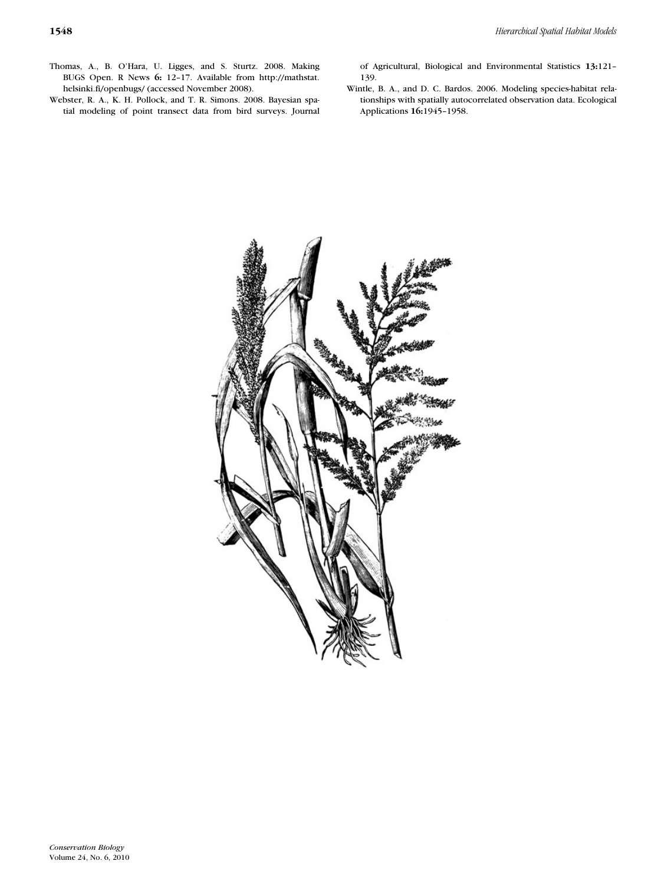Thomas, A., B. O'Hara, U. Ligges, and S. Sturtz. 2008. Making BUGS Open. R News **6:** 12–17. Available from http://mathstat.helsinki.fi/openbugs/ (accessed November 2008).

Webster, R. A., K. H. Pollock, and T. R. Simons. 2008. Bayesian spatial modeling of point transect data from bird surveys. Journal of Agricultural, Biological and Environmental Statistics **13:**121–139.

Wintle, B. A., and D. C. Bardos. 2006. Modeling species-habitat relationships with spatially autocorrelated observation data. Ecological Applications **16:**1945–1958.